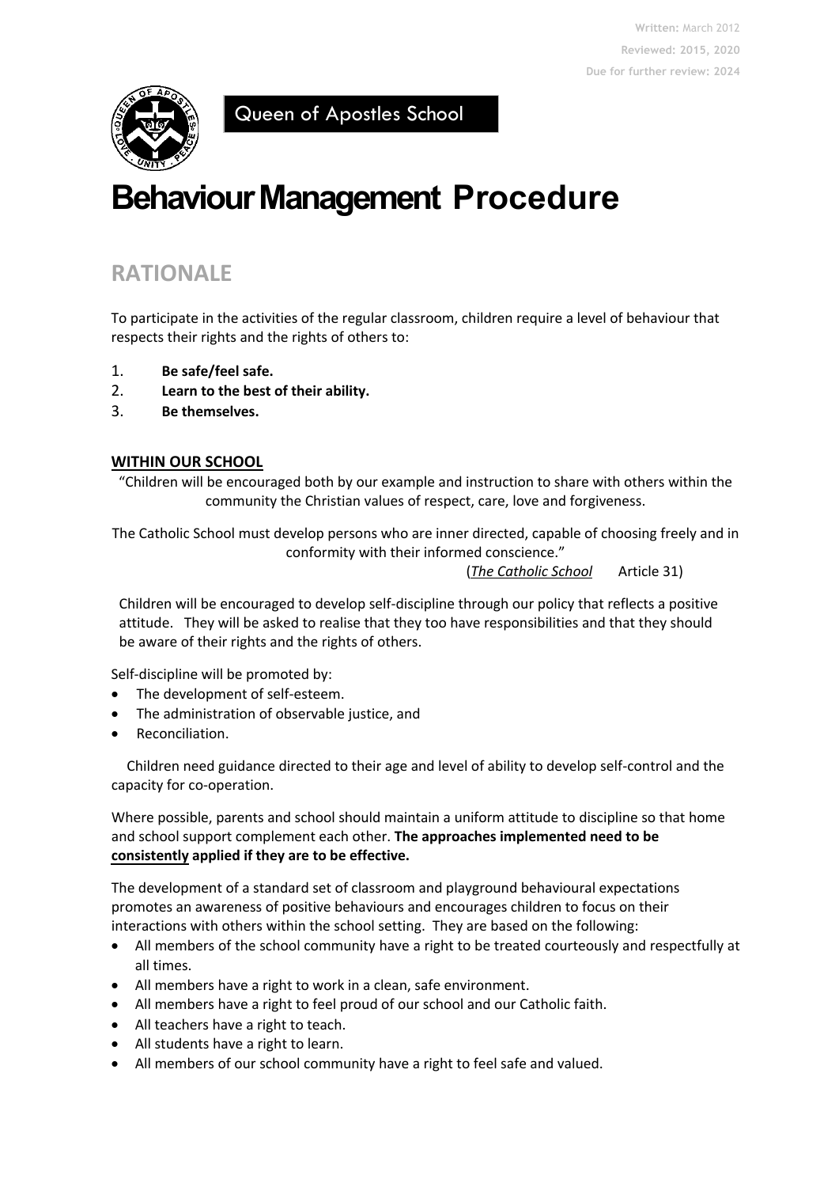Written: March 2012
Reviewed: 2015, 2020
Due for further review: 2024

Queen of Apostles School

# Behaviour Management Procedure

## RATIONALE

To participate in the activities of the regular classroom, children require a level of behaviour that respects their rights and the rights of others to:

1. **Be safe/feel safe.**
2. **Learn to the best of their ability.**
3. **Be themselves.**

### WITHIN OUR SCHOOL

"Children will be encouraged both by our example and instruction to share with others within the community the Christian values of respect, care, love and forgiveness.

The Catholic School must develop persons who are inner directed, capable of choosing freely and in conformity with their informed conscience."

(*The Catholic School* Article 31)

Children will be encouraged to develop self-discipline through our policy that reflects a positive attitude. They will be asked to realise that they too have responsibilities and that they should be aware of their rights and the rights of others.

Self-discipline will be promoted by:

- The development of self-esteem.
- The administration of observable justice, and
- Reconciliation.

Children need guidance directed to their age and level of ability to develop self-control and the capacity for co-operation.

Where possible, parents and school should maintain a uniform attitude to discipline so that home and school support complement each other. **The approaches implemented need to be consistently applied if they are to be effective.**

The development of a standard set of classroom and playground behavioural expectations promotes an awareness of positive behaviours and encourages children to focus on their interactions with others within the school setting. They are based on the following:

- All members of the school community have a right to be treated courteously and respectfully at all times.
- All members have a right to work in a clean, safe environment.
- All members have a right to feel proud of our school and our Catholic faith.
- All teachers have a right to teach.
- All students have a right to learn.
- All members of our school community have a right to feel safe and valued.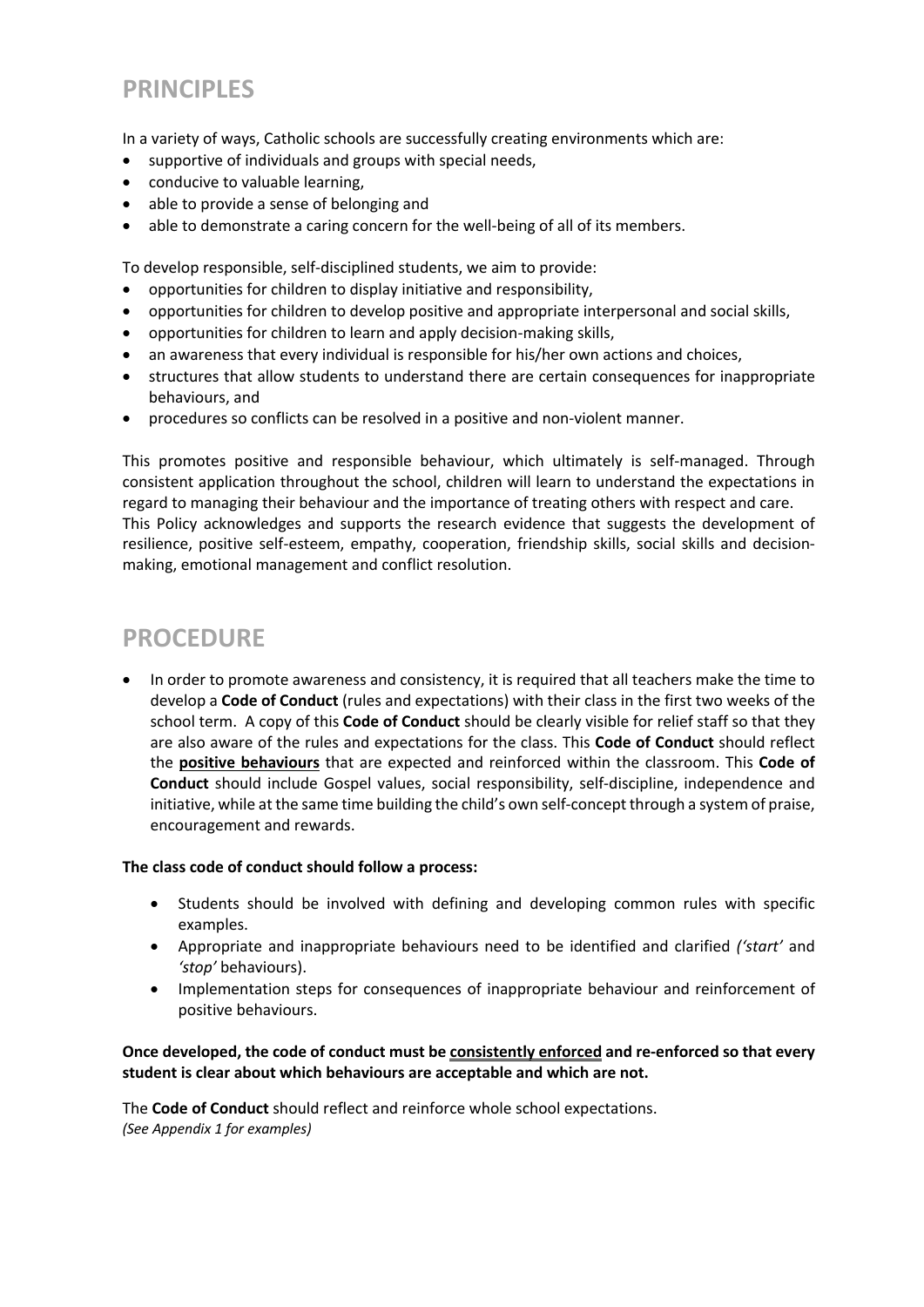## PRINCIPLES

In a variety of ways, Catholic schools are successfully creating environments which are:

- supportive of individuals and groups with special needs,
- conducive to valuable learning,
- able to provide a sense of belonging and
- able to demonstrate a caring concern for the well-being of all of its members.

To develop responsible, self-disciplined students, we aim to provide:

- opportunities for children to display initiative and responsibility,
- opportunities for children to develop positive and appropriate interpersonal and social skills,
- opportunities for children to learn and apply decision-making skills,
- an awareness that every individual is responsible for his/her own actions and choices,
- structures that allow students to understand there are certain consequences for inappropriate behaviours, and
- procedures so conflicts can be resolved in a positive and non-violent manner.

This promotes positive and responsible behaviour, which ultimately is self-managed. Through consistent application throughout the school, children will learn to understand the expectations in regard to managing their behaviour and the importance of treating others with respect and care. This Policy acknowledges and supports the research evidence that suggests the development of resilience, positive self-esteem, empathy, cooperation, friendship skills, social skills and decision-making, emotional management and conflict resolution.

## PROCEDURE

- In order to promote awareness and consistency, it is required that all teachers make the time to develop a **Code of Conduct** (rules and expectations) with their class in the first two weeks of the school term. A copy of this **Code of Conduct** should be clearly visible for relief staff so that they are also aware of the rules and expectations for the class. This **Code of Conduct** should reflect the **positive behaviours** that are expected and reinforced within the classroom. This **Code of Conduct** should include Gospel values, social responsibility, self-discipline, independence and initiative, while at the same time building the child's own self-concept through a system of praise, encouragement and rewards.

**The class code of conduct should follow a process:**

- Students should be involved with defining and developing common rules with specific examples.
- Appropriate and inappropriate behaviours need to be identified and clarified *('start'* and *'stop'* behaviours).
- Implementation steps for consequences of inappropriate behaviour and reinforcement of positive behaviours.

**Once developed, the code of conduct must be consistently enforced and re-enforced so that every student is clear about which behaviours are acceptable and which are not.**

The **Code of Conduct** should reflect and reinforce whole school expectations.
*(See Appendix 1 for examples)*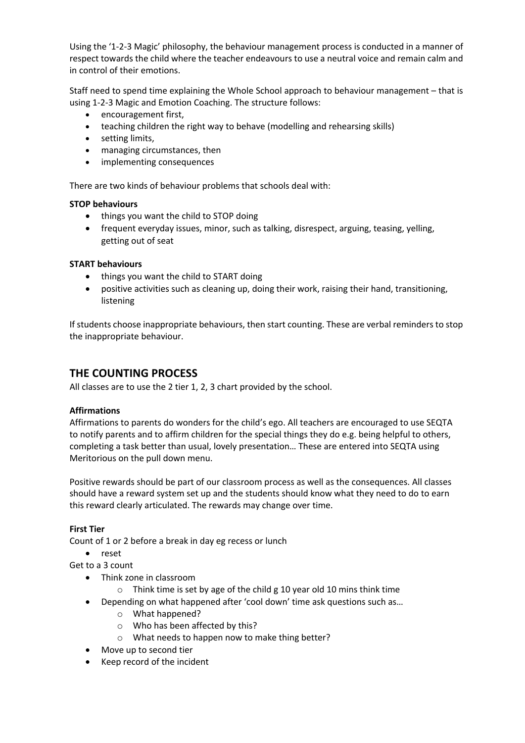Using the '1-2-3 Magic' philosophy, the behaviour management process is conducted in a manner of respect towards the child where the teacher endeavours to use a neutral voice and remain calm and in control of their emotions.

Staff need to spend time explaining the Whole School approach to behaviour management – that is using 1-2-3 Magic and Emotion Coaching. The structure follows:

- encouragement first,
- teaching children the right way to behave (modelling and rehearsing skills)
- setting limits,
- managing circumstances, then
- implementing consequences

There are two kinds of behaviour problems that schools deal with:

**STOP behaviours**

- things you want the child to STOP doing
- frequent everyday issues, minor, such as talking, disrespect, arguing, teasing, yelling, getting out of seat

**START behaviours**

- things you want the child to START doing
- positive activities such as cleaning up, doing their work, raising their hand, transitioning, listening

If students choose inappropriate behaviours, then start counting. These are verbal reminders to stop the inappropriate behaviour.

## THE COUNTING PROCESS

All classes are to use the 2 tier 1, 2, 3 chart provided by the school.

**Affirmations**

Affirmations to parents do wonders for the child's ego. All teachers are encouraged to use SEQTA to notify parents and to affirm children for the special things they do e.g. being helpful to others, completing a task better than usual, lovely presentation… These are entered into SEQTA using Meritorious on the pull down menu.

Positive rewards should be part of our classroom process as well as the consequences. All classes should have a reward system set up and the students should know what they need to do to earn this reward clearly articulated. The rewards may change over time.

**First Tier**

Count of 1 or 2 before a break in day eg recess or lunch

- reset

Get to a 3 count

- Think zone in classroom
  - Think time is set by age of the child g 10 year old 10 mins think time
- Depending on what happened after 'cool down' time ask questions such as…
  - What happened?
  - Who has been affected by this?
  - What needs to happen now to make thing better?
- Move up to second tier
- Keep record of the incident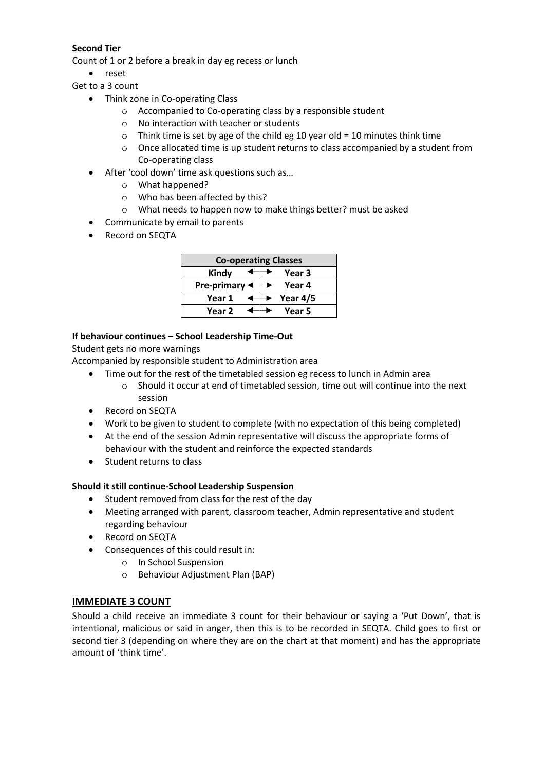**Second Tier**

Count of 1 or 2 before a break in day eg recess or lunch

- reset

Get to a 3 count

- Think zone in Co-operating Class
    - Accompanied to Co-operating class by a responsible student
    - No interaction with teacher or students
    - Think time is set by age of the child eg 10 year old = 10 minutes think time
    - Once allocated time is up student returns to class accompanied by a student from Co-operating class
- After 'cool down' time ask questions such as…
    - What happened?
    - Who has been affected by this?
    - What needs to happen now to make things better? must be asked
- Communicate by email to parents
- Record on SEQTA

| Co-operating Classes | | |
|---|---|---|
| Kindy | ◄─► | Year 3 |
| Pre-primary | ◄─► | Year 4 |
| Year 1 | ◄─► | Year 4/5 |
| Year 2 | ◄─► | Year 5 |

**If behaviour continues – School Leadership Time-Out**

Student gets no more warnings

Accompanied by responsible student to Administration area

- Time out for the rest of the timetabled session eg recess to lunch in Admin area
    - Should it occur at end of timetabled session, time out will continue into the next session
- Record on SEQTA
- Work to be given to student to complete (with no expectation of this being completed)
- At the end of the session Admin representative will discuss the appropriate forms of behaviour with the student and reinforce the expected standards
- Student returns to class

**Should it still continue-School Leadership Suspension**

- Student removed from class for the rest of the day
- Meeting arranged with parent, classroom teacher, Admin representative and student regarding behaviour
- Record on SEQTA
- Consequences of this could result in:
    - In School Suspension
    - Behaviour Adjustment Plan (BAP)

## IMMEDIATE 3 COUNT

Should a child receive an immediate 3 count for their behaviour or saying a 'Put Down', that is intentional, malicious or said in anger, then this is to be recorded in SEQTA. Child goes to first or second tier 3 (depending on where they are on the chart at that moment) and has the appropriate amount of 'think time'.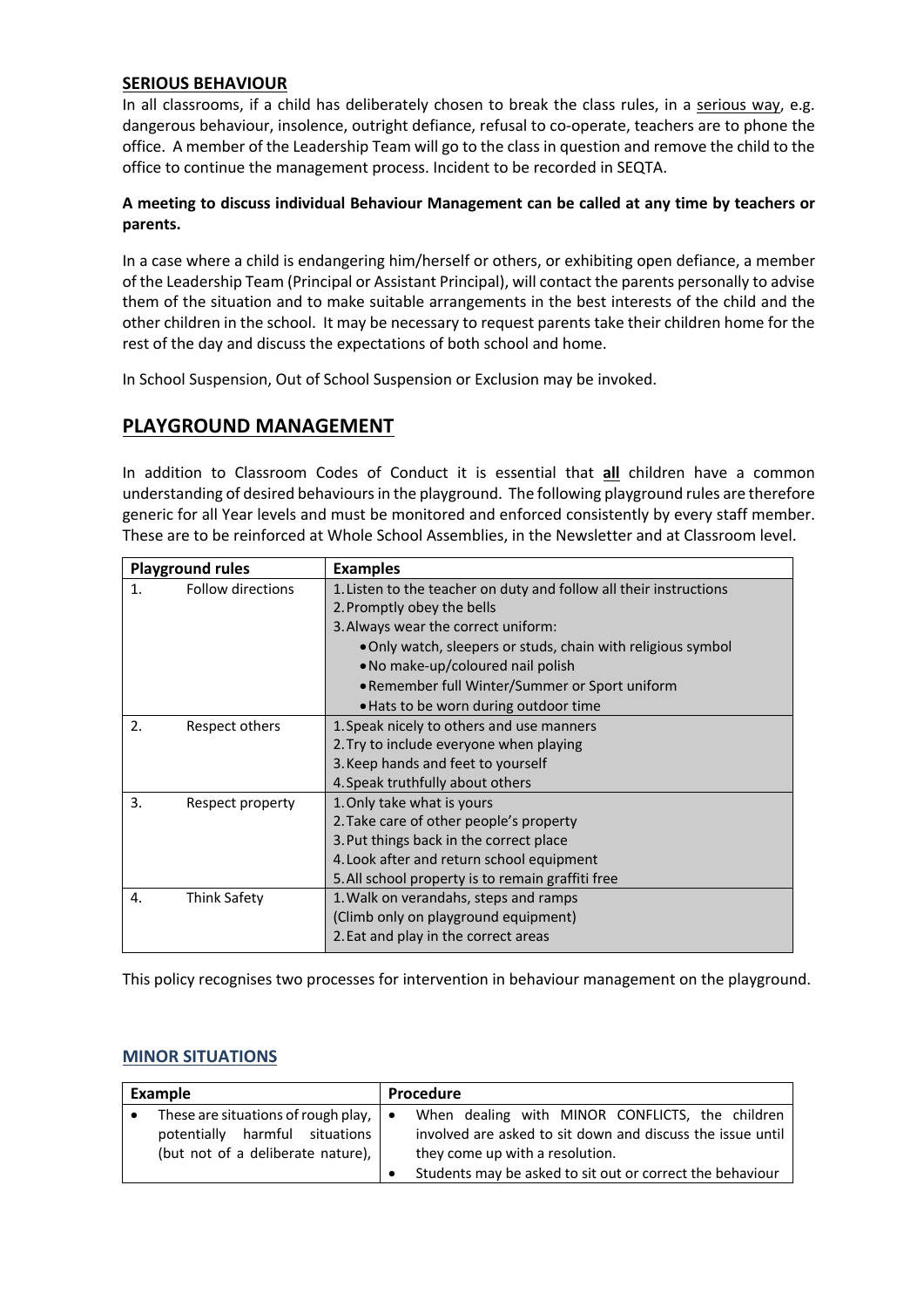### SERIOUS BEHAVIOUR

In all classrooms, if a child has deliberately chosen to break the class rules, in a serious way, e.g. dangerous behaviour, insolence, outright defiance, refusal to co-operate, teachers are to phone the office. A member of the Leadership Team will go to the class in question and remove the child to the office to continue the management process. Incident to be recorded in SEQTA.

**A meeting to discuss individual Behaviour Management can be called at any time by teachers or parents.**

In a case where a child is endangering him/herself or others, or exhibiting open defiance, a member of the Leadership Team (Principal or Assistant Principal), will contact the parents personally to advise them of the situation and to make suitable arrangements in the best interests of the child and the other children in the school. It may be necessary to request parents take their children home for the rest of the day and discuss the expectations of both school and home.

In School Suspension, Out of School Suspension or Exclusion may be invoked.

## PLAYGROUND MANAGEMENT

In addition to Classroom Codes of Conduct it is essential that **all** children have a common understanding of desired behaviours in the playground. The following playground rules are therefore generic for all Year levels and must be monitored and enforced consistently by every staff member. These are to be reinforced at Whole School Assemblies, in the Newsletter and at Classroom level.

| Playground rules | Examples |
|---|---|
| 1. Follow directions | 1. Listen to the teacher on duty and follow all their instructions<br>2. Promptly obey the bells<br>3. Always wear the correct uniform:<br>• Only watch, sleepers or studs, chain with religious symbol<br>• No make-up/coloured nail polish<br>• Remember full Winter/Summer or Sport uniform<br>• Hats to be worn during outdoor time |
| 2. Respect others | 1. Speak nicely to others and use manners<br>2. Try to include everyone when playing<br>3. Keep hands and feet to yourself<br>4. Speak truthfully about others |
| 3. Respect property | 1. Only take what is yours<br>2. Take care of other people's property<br>3. Put things back in the correct place<br>4. Look after and return school equipment<br>5. All school property is to remain graffiti free |
| 4. Think Safety | 1. Walk on verandahs, steps and ramps<br>(Climb only on playground equipment)<br>2. Eat and play in the correct areas |

This policy recognises two processes for intervention in behaviour management on the playground.

### MINOR SITUATIONS

| Example | Procedure |
|---|---|
| • These are situations of rough play, potentially harmful situations (but not of a deliberate nature), | • When dealing with MINOR CONFLICTS, the children involved are asked to sit down and discuss the issue until they come up with a resolution.<br>• Students may be asked to sit out or correct the behaviour |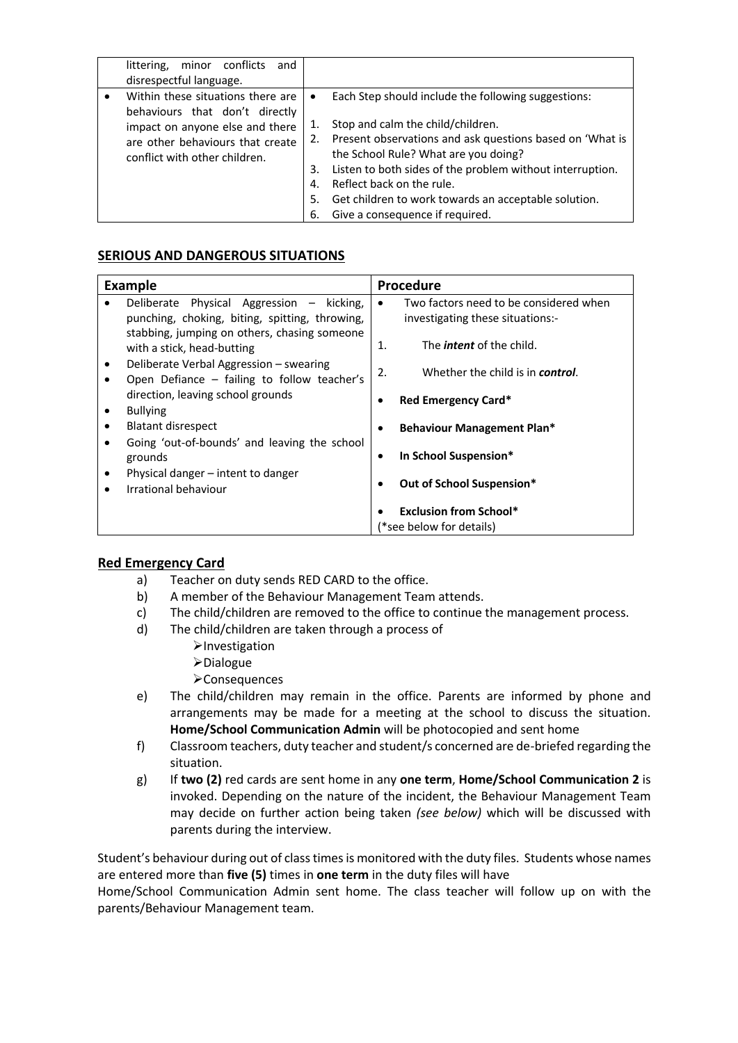| | |
|---|---|
| littering, minor conflicts and disrespectful language. | |
| • Within these situations there are behaviours that don't directly impact on anyone else and there are other behaviours that create conflict with other children. | • Each Step should include the following suggestions:<br><br>1. Stop and calm the child/children.<br>2. Present observations and ask questions based on 'What is the School Rule? What are you doing?<br>3. Listen to both sides of the problem without interruption.<br>4. Reflect back on the rule.<br>5. Get children to work towards an acceptable solution.<br>6. Give a consequence if required. |

## SERIOUS AND DANGEROUS SITUATIONS

| Example | Procedure |
|---|---|
| • Deliberate Physical Aggression – kicking, punching, choking, biting, spitting, throwing, stabbing, jumping on others, chasing someone with a stick, head-butting<br>• Deliberate Verbal Aggression – swearing<br>• Open Defiance – failing to follow teacher's direction, leaving school grounds<br>• Bullying<br>• Blatant disrespect<br>• Going 'out-of-bounds' and leaving the school grounds<br>• Physical danger – intent to danger<br>• Irrational behaviour | • Two factors need to be considered when investigating these situations:-<br><br>1. The ***intent*** of the child.<br><br>2. Whether the child is in ***control***.<br><br>• **Red Emergency Card\***<br><br>• **Behaviour Management Plan\***<br><br>• **In School Suspension\***<br><br>• **Out of School Suspension\***<br><br>• **Exclusion from School\***<br>(\*see below for details) |

## Red Emergency Card

a) Teacher on duty sends RED CARD to the office.

b) A member of the Behaviour Management Team attends.

c) The child/children are removed to the office to continue the management process.

d) The child/children are taken through a process of
   - Investigation
   - Dialogue
   - Consequences

e) The child/children may remain in the office. Parents are informed by phone and arrangements may be made for a meeting at the school to discuss the situation. **Home/School Communication Admin** will be photocopied and sent home

f) Classroom teachers, duty teacher and student/s concerned are de-briefed regarding the situation.

g) If **two (2)** red cards are sent home in any **one term**, **Home/School Communication 2** is invoked. Depending on the nature of the incident, the Behaviour Management Team may decide on further action being taken *(see below)* which will be discussed with parents during the interview.

Student's behaviour during out of class times is monitored with the duty files. Students whose names are entered more than **five (5)** times in **one term** in the duty files will have Home/School Communication Admin sent home. The class teacher will follow up on with the parents/Behaviour Management team.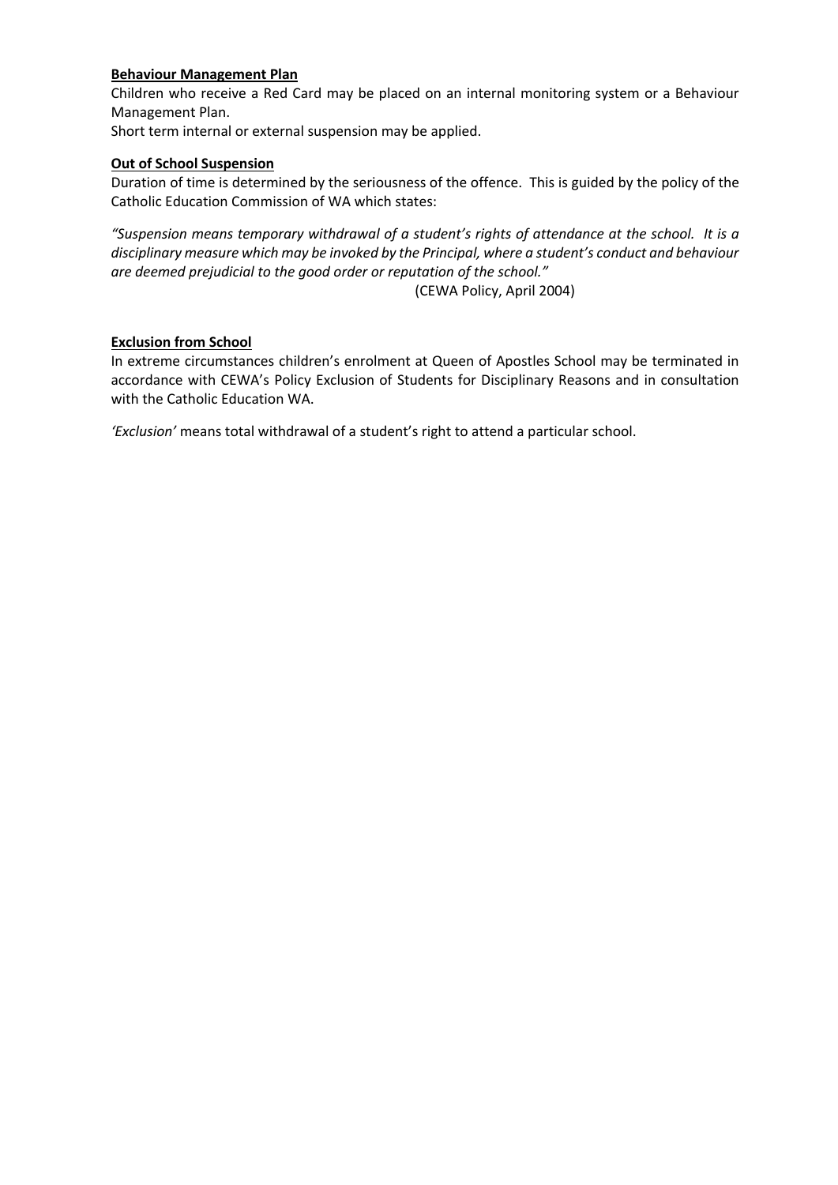**Behaviour Management Plan**

Children who receive a Red Card may be placed on an internal monitoring system or a Behaviour Management Plan.

Short term internal or external suspension may be applied.

**Out of School Suspension**

Duration of time is determined by the seriousness of the offence. This is guided by the policy of the Catholic Education Commission of WA which states:

*"Suspension means temporary withdrawal of a student's rights of attendance at the school. It is a disciplinary measure which may be invoked by the Principal, where a student's conduct and behaviour are deemed prejudicial to the good order or reputation of the school."*

(CEWA Policy, April 2004)

**Exclusion from School**

In extreme circumstances children's enrolment at Queen of Apostles School may be terminated in accordance with CEWA's Policy Exclusion of Students for Disciplinary Reasons and in consultation with the Catholic Education WA.

*'Exclusion'* means total withdrawal of a student's right to attend a particular school.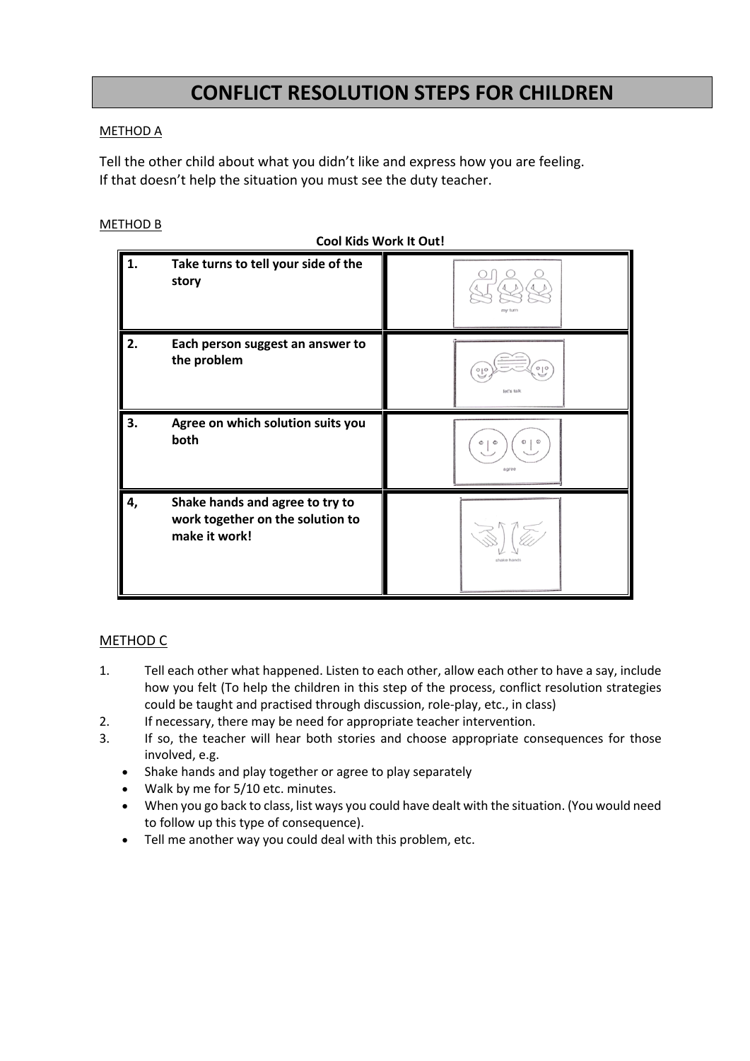# CONFLICT RESOLUTION STEPS FOR CHILDREN

METHOD A

Tell the other child about what you didn't like and express how you are feeling.
If that doesn't help the situation you must see the duty teacher.

METHOD B

**Cool Kids Work It Out!**

| | | |
|---|---|---|
| **1.** | **Take turns to tell your side of the story** | my turn |
| **2.** | **Each person suggest an answer to the problem** | let's talk |
| **3.** | **Agree on which solution suits you both** | agree |
| **4,** | **Shake hands and agree to try to work together on the solution to make it work!** | shake hands |

METHOD C

1. Tell each other what happened. Listen to each other, allow each other to have a say, include how you felt (To help the children in this step of the process, conflict resolution strategies could be taught and practised through discussion, role-play, etc., in class)
2. If necessary, there may be need for appropriate teacher intervention.
3. If so, the teacher will hear both stories and choose appropriate consequences for those involved, e.g.
   - Shake hands and play together or agree to play separately
   - Walk by me for 5/10 etc. minutes.
   - When you go back to class, list ways you could have dealt with the situation. (You would need to follow up this type of consequence).
   - Tell me another way you could deal with this problem, etc.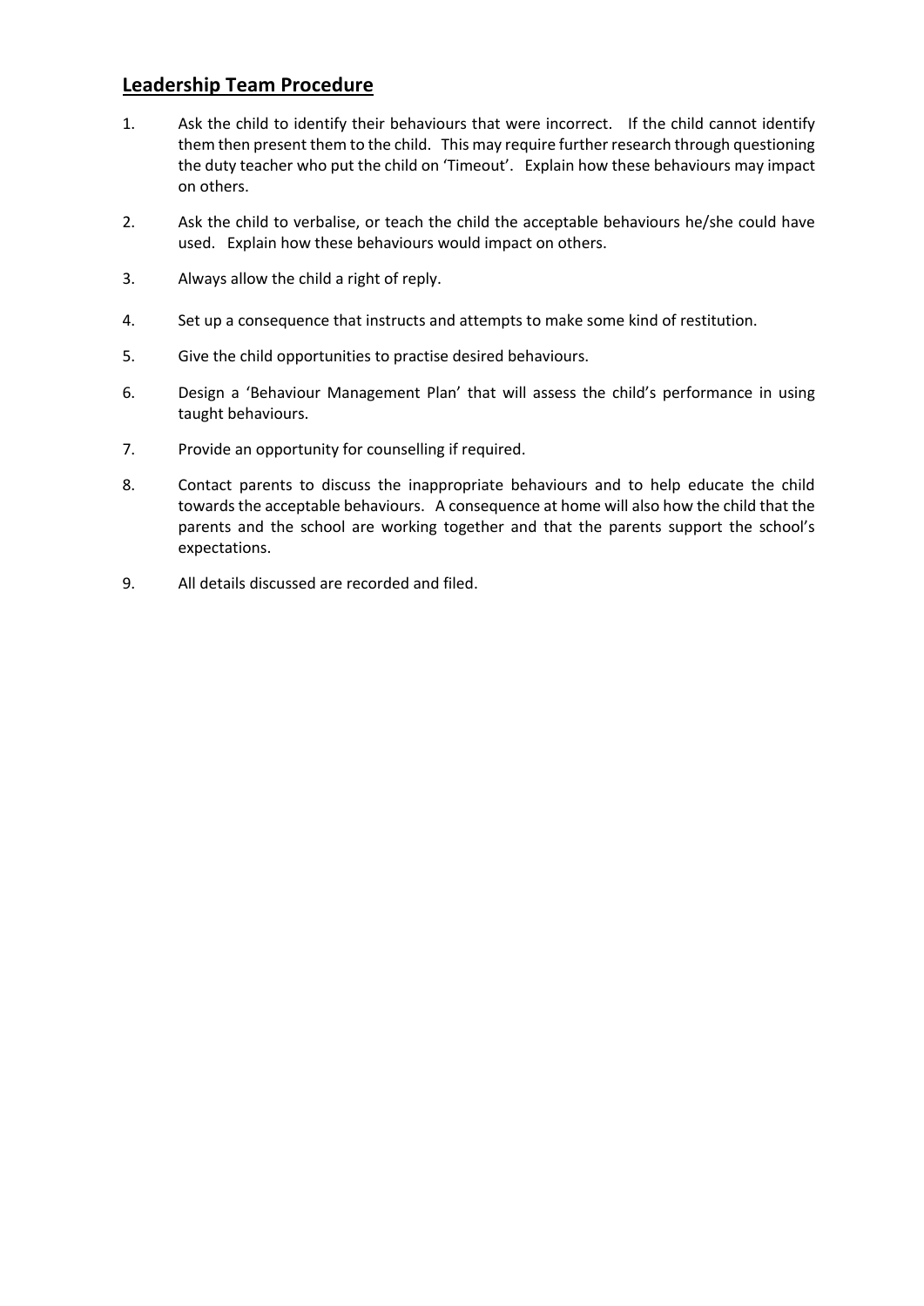## Leadership Team Procedure

1. Ask the child to identify their behaviours that were incorrect. If the child cannot identify them then present them to the child. This may require further research through questioning the duty teacher who put the child on 'Timeout'. Explain how these behaviours may impact on others.
2. Ask the child to verbalise, or teach the child the acceptable behaviours he/she could have used. Explain how these behaviours would impact on others.
3. Always allow the child a right of reply.
4. Set up a consequence that instructs and attempts to make some kind of restitution.
5. Give the child opportunities to practise desired behaviours.
6. Design a 'Behaviour Management Plan' that will assess the child's performance in using taught behaviours.
7. Provide an opportunity for counselling if required.
8. Contact parents to discuss the inappropriate behaviours and to help educate the child towards the acceptable behaviours. A consequence at home will also how the child that the parents and the school are working together and that the parents support the school's expectations.
9. All details discussed are recorded and filed.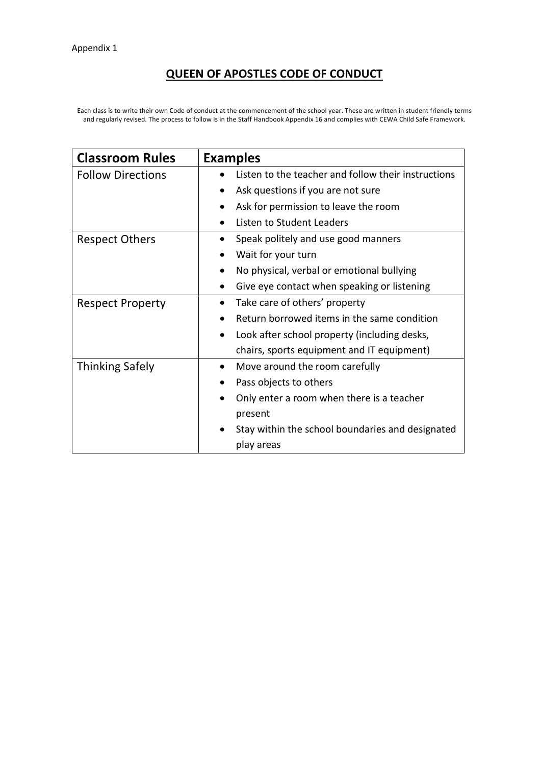Appendix 1

# QUEEN OF APOSTLES CODE OF CONDUCT

Each class is to write their own Code of conduct at the commencement of the school year. These are written in student friendly terms and regularly revised. The process to follow is in the Staff Handbook Appendix 16 and complies with CEWA Child Safe Framework.

| Classroom Rules | Examples |
|---|---|
| Follow Directions | • Listen to the teacher and follow their instructions<br>• Ask questions if you are not sure<br>• Ask for permission to leave the room<br>• Listen to Student Leaders |
| Respect Others | • Speak politely and use good manners<br>• Wait for your turn<br>• No physical, verbal or emotional bullying<br>• Give eye contact when speaking or listening |
| Respect Property | • Take care of others' property<br>• Return borrowed items in the same condition<br>• Look after school property (including desks, chairs, sports equipment and IT equipment) |
| Thinking Safely | • Move around the room carefully<br>• Pass objects to others<br>• Only enter a room when there is a teacher present<br>• Stay within the school boundaries and designated play areas |